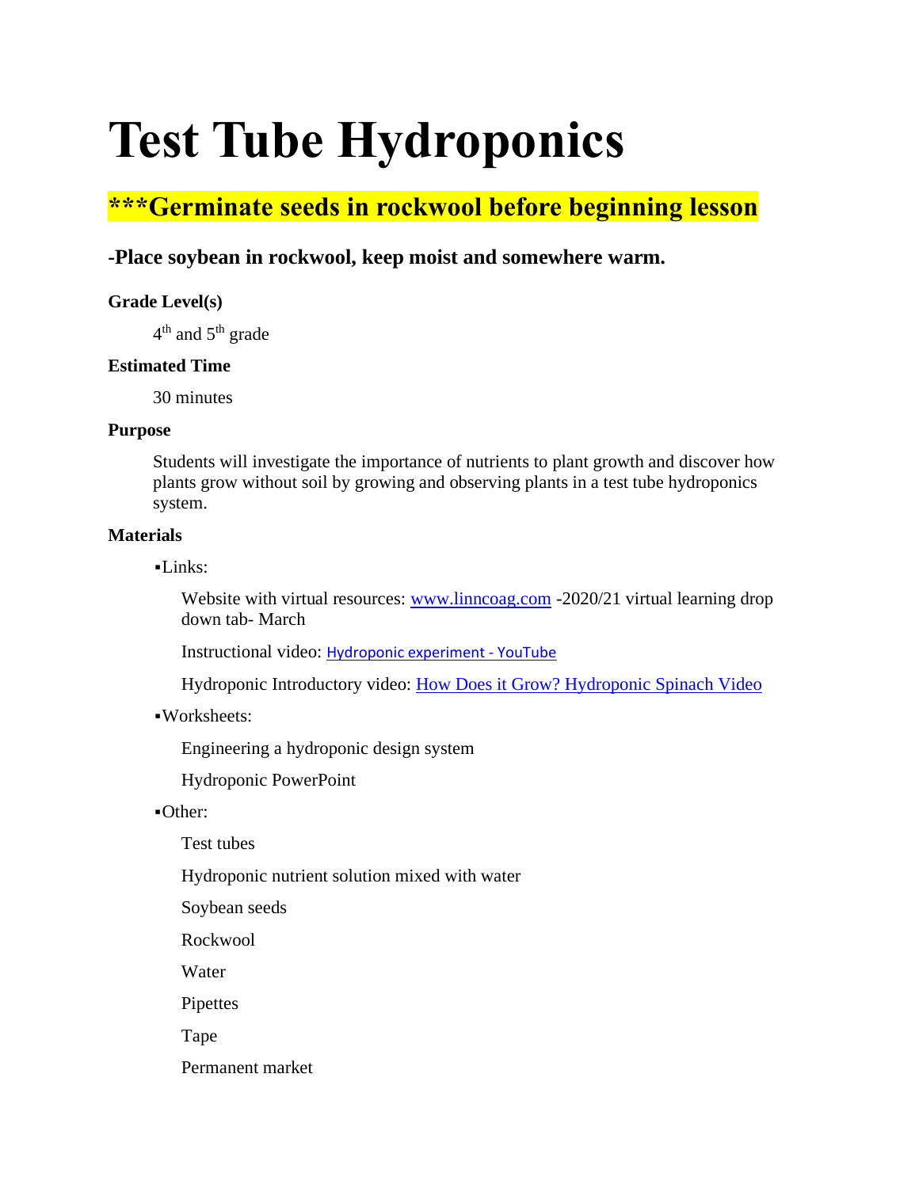# Test Tube Hydroponics

## ***Germinate seeds in rockwool before beginning lesson

### -Place soybean in rockwool, keep moist and somewhere warm.

**Grade Level(s)**

4th and 5th grade

**Estimated Time**

30 minutes

**Purpose**

Students will investigate the importance of nutrients to plant growth and discover how plants grow without soil by growing and observing plants in a test tube hydroponics system.

**Materials**

- Links:
  - Website with virtual resources: www.linncoag.com -2020/21 virtual learning drop down tab- March
  - Instructional video: Hydroponic experiment - YouTube
  - Hydroponic Introductory video: How Does it Grow? Hydroponic Spinach Video
- Worksheets:
  - Engineering a hydroponic design system
  - Hydroponic PowerPoint
- Other:
  - Test tubes
  - Hydroponic nutrient solution mixed with water
  - Soybean seeds
  - Rockwool
  - Water
  - Pipettes
  - Tape
  - Permanent market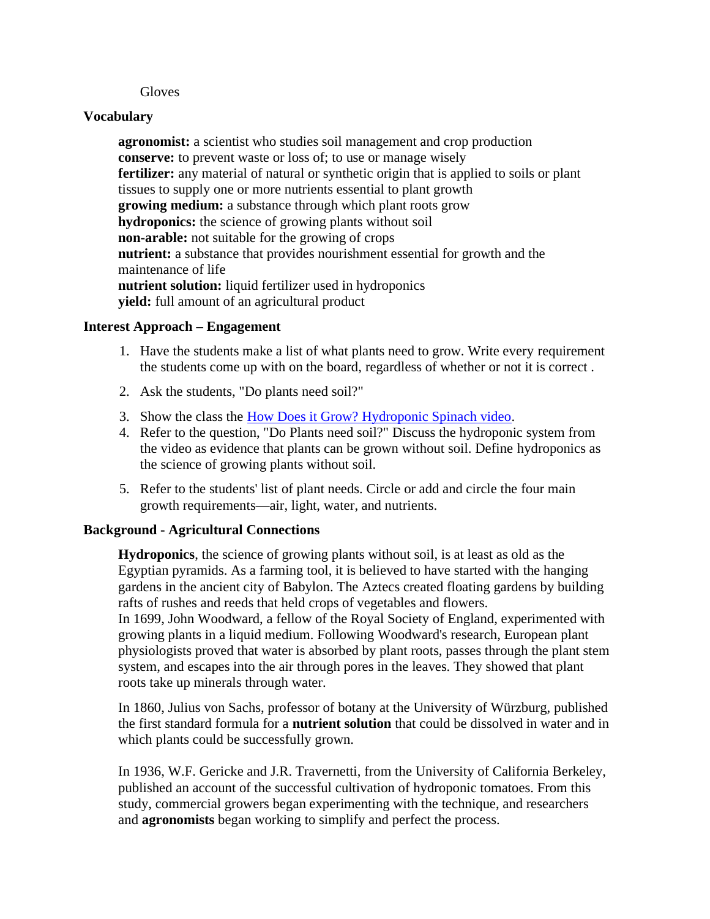Gloves

### Vocabulary

**agronomist:** a scientist who studies soil management and crop production
**conserve:** to prevent waste or loss of; to use or manage wisely
**fertilizer:** any material of natural or synthetic origin that is applied to soils or plant tissues to supply one or more nutrients essential to plant growth
**growing medium:** a substance through which plant roots grow
**hydroponics:** the science of growing plants without soil
**non-arable:** not suitable for the growing of crops
**nutrient:** a substance that provides nourishment essential for growth and the maintenance of life
**nutrient solution:** liquid fertilizer used in hydroponics
**yield:** full amount of an agricultural product

### Interest Approach – Engagement

1. Have the students make a list of what plants need to grow. Write every requirement the students come up with on the board, regardless of whether or not it is correct .
2. Ask the students, "Do plants need soil?"
3. Show the class the How Does it Grow? Hydroponic Spinach video.
4. Refer to the question, "Do Plants need soil?" Discuss the hydroponic system from the video as evidence that plants can be grown without soil. Define hydroponics as the science of growing plants without soil.
5. Refer to the students' list of plant needs. Circle or add and circle the four main growth requirements—air, light, water, and nutrients.

### Background - Agricultural Connections

**Hydroponics**, the science of growing plants without soil, is at least as old as the Egyptian pyramids. As a farming tool, it is believed to have started with the hanging gardens in the ancient city of Babylon. The Aztecs created floating gardens by building rafts of rushes and reeds that held crops of vegetables and flowers.
In 1699, John Woodward, a fellow of the Royal Society of England, experimented with growing plants in a liquid medium. Following Woodward's research, European plant physiologists proved that water is absorbed by plant roots, passes through the plant stem system, and escapes into the air through pores in the leaves. They showed that plant roots take up minerals through water.

In 1860, Julius von Sachs, professor of botany at the University of Würzburg, published the first standard formula for a **nutrient solution** that could be dissolved in water and in which plants could be successfully grown.

In 1936, W.F. Gericke and J.R. Travernetti, from the University of California Berkeley, published an account of the successful cultivation of hydroponic tomatoes. From this study, commercial growers began experimenting with the technique, and researchers and **agronomists** began working to simplify and perfect the process.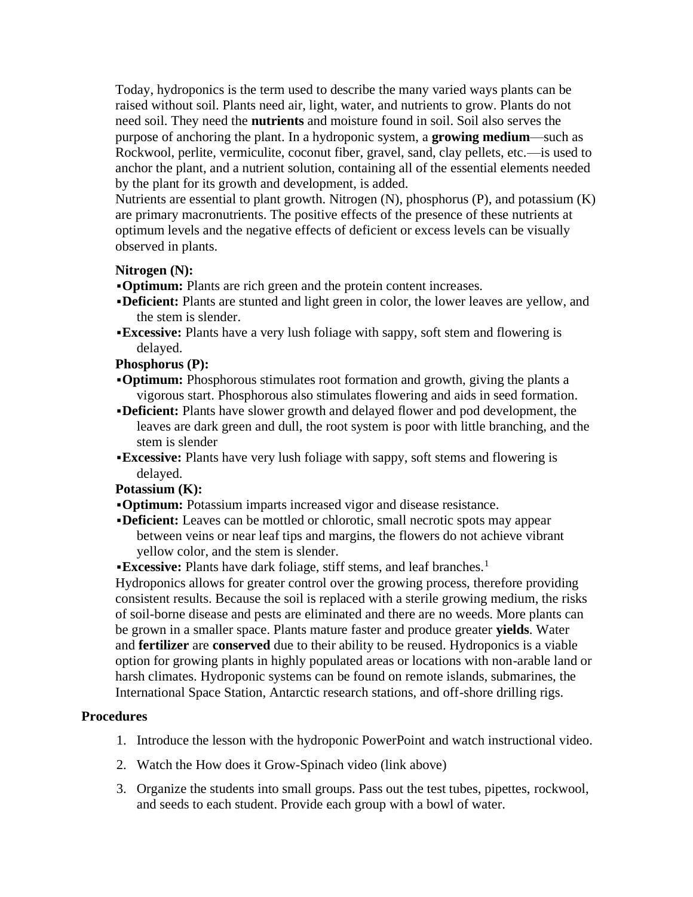Today, hydroponics is the term used to describe the many varied ways plants can be raised without soil. Plants need air, light, water, and nutrients to grow. Plants do not need soil. They need the **nutrients** and moisture found in soil. Soil also serves the purpose of anchoring the plant. In a hydroponic system, a **growing medium**—such as Rockwool, perlite, vermiculite, coconut fiber, gravel, sand, clay pellets, etc.—is used to anchor the plant, and a nutrient solution, containing all of the essential elements needed by the plant for its growth and development, is added.

Nutrients are essential to plant growth. Nitrogen (N), phosphorus (P), and potassium (K) are primary macronutrients. The positive effects of the presence of these nutrients at optimum levels and the negative effects of deficient or excess levels can be visually observed in plants.

**Nitrogen (N):**

- **Optimum:** Plants are rich green and the protein content increases.
- **Deficient:** Plants are stunted and light green in color, the lower leaves are yellow, and the stem is slender.
- **Excessive:** Plants have a very lush foliage with sappy, soft stem and flowering is delayed.

**Phosphorus (P):**

- **Optimum:** Phosphorous stimulates root formation and growth, giving the plants a vigorous start. Phosphorous also stimulates flowering and aids in seed formation.
- **Deficient:** Plants have slower growth and delayed flower and pod development, the leaves are dark green and dull, the root system is poor with little branching, and the stem is slender
- **Excessive:** Plants have very lush foliage with sappy, soft stems and flowering is delayed.

**Potassium (K):**

- **Optimum:** Potassium imparts increased vigor and disease resistance.
- **Deficient:** Leaves can be mottled or chlorotic, small necrotic spots may appear between veins or near leaf tips and margins, the flowers do not achieve vibrant yellow color, and the stem is slender.
- **Excessive:** Plants have dark foliage, stiff stems, and leaf branches.[1]

Hydroponics allows for greater control over the growing process, therefore providing consistent results. Because the soil is replaced with a sterile growing medium, the risks of soil-borne disease and pests are eliminated and there are no weeds. More plants can be grown in a smaller space. Plants mature faster and produce greater **yields**. Water and **fertilizer** are **conserved** due to their ability to be reused. Hydroponics is a viable option for growing plants in highly populated areas or locations with non-arable land or harsh climates. Hydroponic systems can be found on remote islands, submarines, the International Space Station, Antarctic research stations, and off-shore drilling rigs.

## Procedures

1. Introduce the lesson with the hydroponic PowerPoint and watch instructional video.
2. Watch the How does it Grow-Spinach video (link above)
3. Organize the students into small groups. Pass out the test tubes, pipettes, rockwool, and seeds to each student. Provide each group with a bowl of water.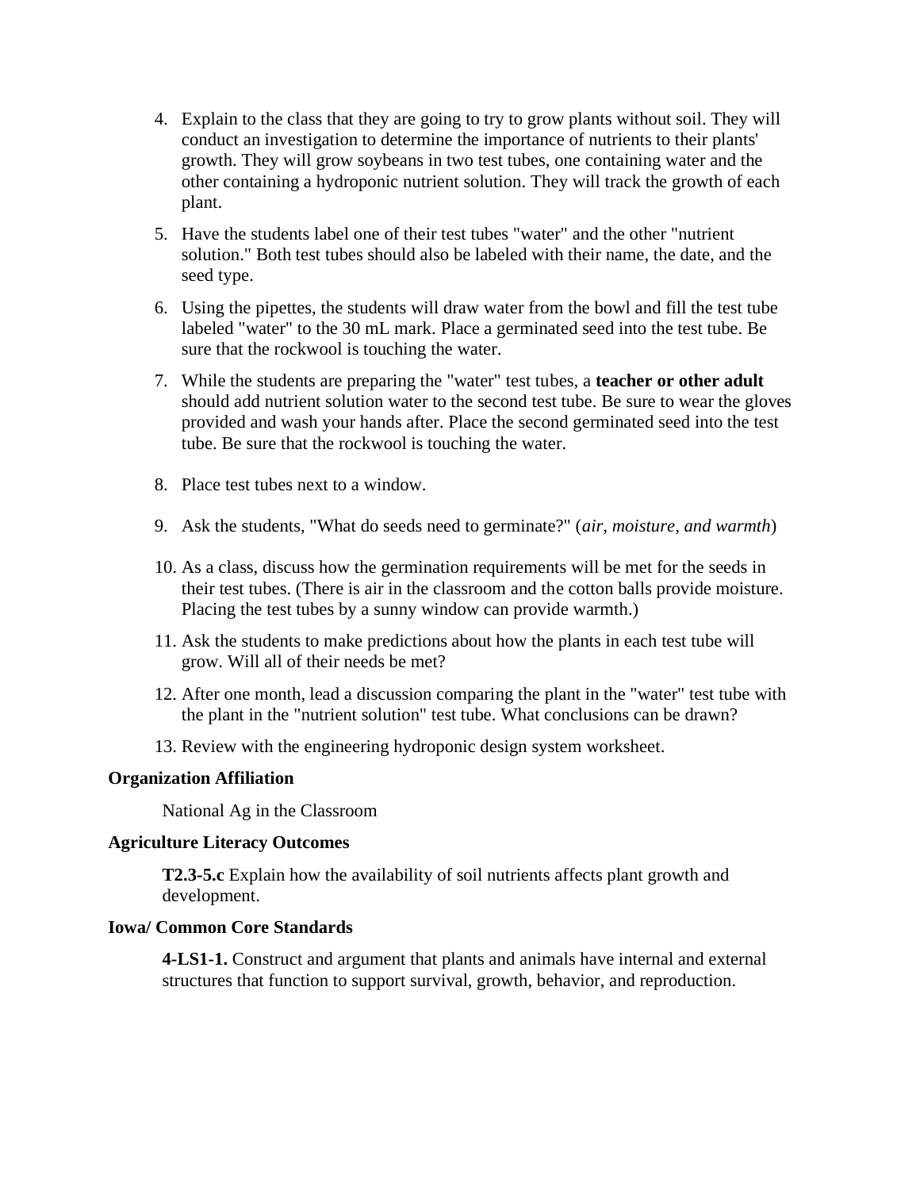4. Explain to the class that they are going to try to grow plants without soil. They will conduct an investigation to determine the importance of nutrients to their plants' growth. They will grow soybeans in two test tubes, one containing water and the other containing a hydroponic nutrient solution. They will track the growth of each plant.

5. Have the students label one of their test tubes "water" and the other "nutrient solution." Both test tubes should also be labeled with their name, the date, and the seed type.

6. Using the pipettes, the students will draw water from the bowl and fill the test tube labeled "water" to the 30 mL mark. Place a germinated seed into the test tube. Be sure that the rockwool is touching the water.

7. While the students are preparing the "water" test tubes, a **teacher or other adult** should add nutrient solution water to the second test tube. Be sure to wear the gloves provided and wash your hands after. Place the second germinated seed into the test tube. Be sure that the rockwool is touching the water.

8. Place test tubes next to a window.

9. Ask the students, "What do seeds need to germinate?" (*air, moisture, and warmth*)

10. As a class, discuss how the germination requirements will be met for the seeds in their test tubes. (There is air in the classroom and the cotton balls provide moisture. Placing the test tubes by a sunny window can provide warmth.)

11. Ask the students to make predictions about how the plants in each test tube will grow. Will all of their needs be met?

12. After one month, lead a discussion comparing the plant in the "water" test tube with the plant in the "nutrient solution" test tube. What conclusions can be drawn?

13. Review with the engineering hydroponic design system worksheet.

**Organization Affiliation**

National Ag in the Classroom

**Agriculture Literacy Outcomes**

**T2.3-5.c** Explain how the availability of soil nutrients affects plant growth and development.

**Iowa/ Common Core Standards**

**4-LS1-1.** Construct and argument that plants and animals have internal and external structures that function to support survival, growth, behavior, and reproduction.